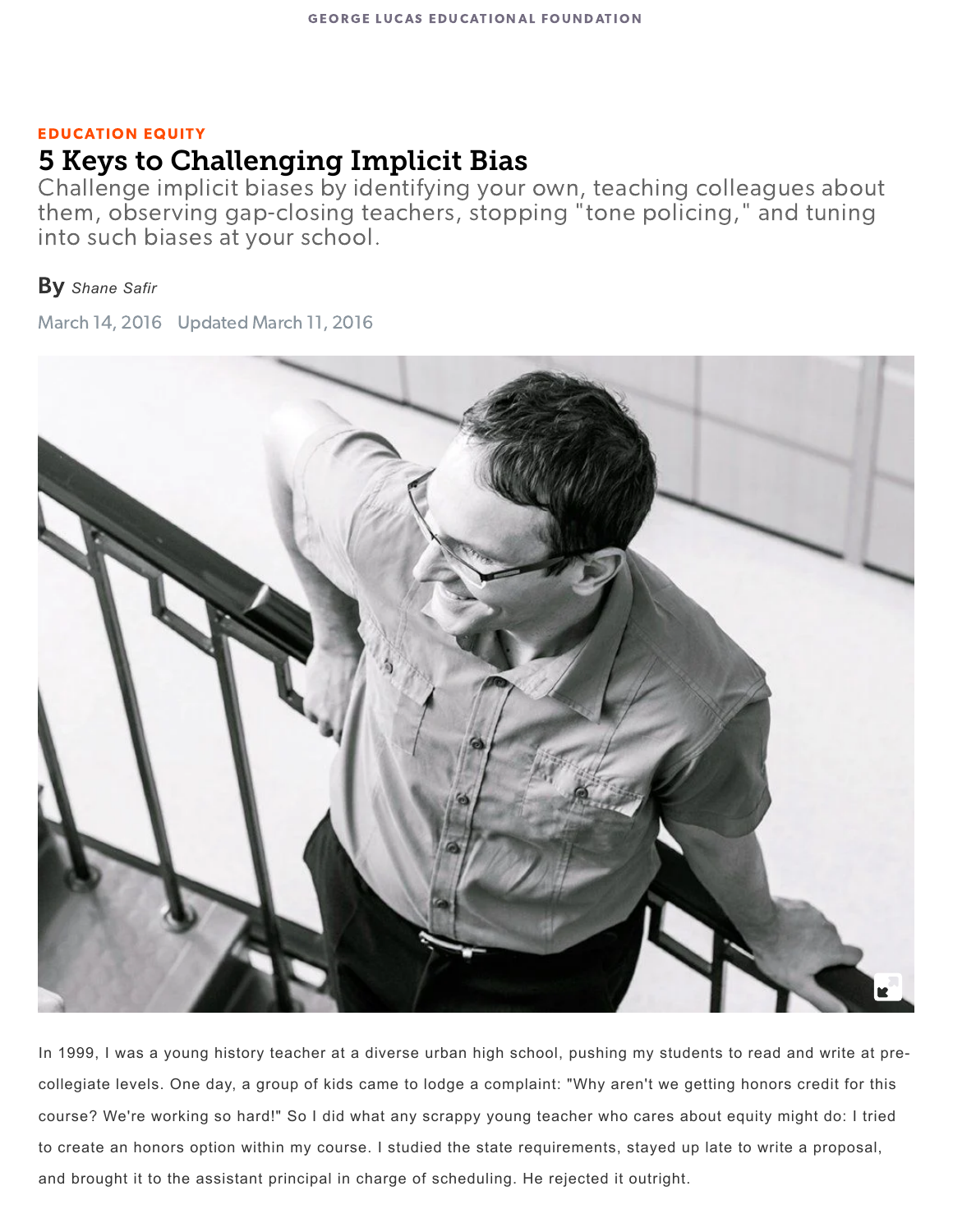GEORGE LUCAS EDUCATIONAL FOUNDATION

EDUCATION EQUITY

# 5 Keys to Challenging Implicit Bias

Challenge implicit biases by identifying your own, teaching colleagues about them, observing gap-closing teachers, stopping "tone policing," and tuning into such biases at your school.

**By** *Shane Safir*

March 14, 2016   Updated March 11, 2016

In 1999, I was a young history teacher at a diverse urban high school, pushing my students to read and write at pre-collegiate levels. One day, a group of kids came to lodge a complaint: "Why aren't we getting honors credit for this course? We're working so hard!" So I did what any scrappy young teacher who cares about equity might do: I tried to create an honors option within my course. I studied the state requirements, stayed up late to write a proposal, and brought it to the assistant principal in charge of scheduling. He rejected it outright.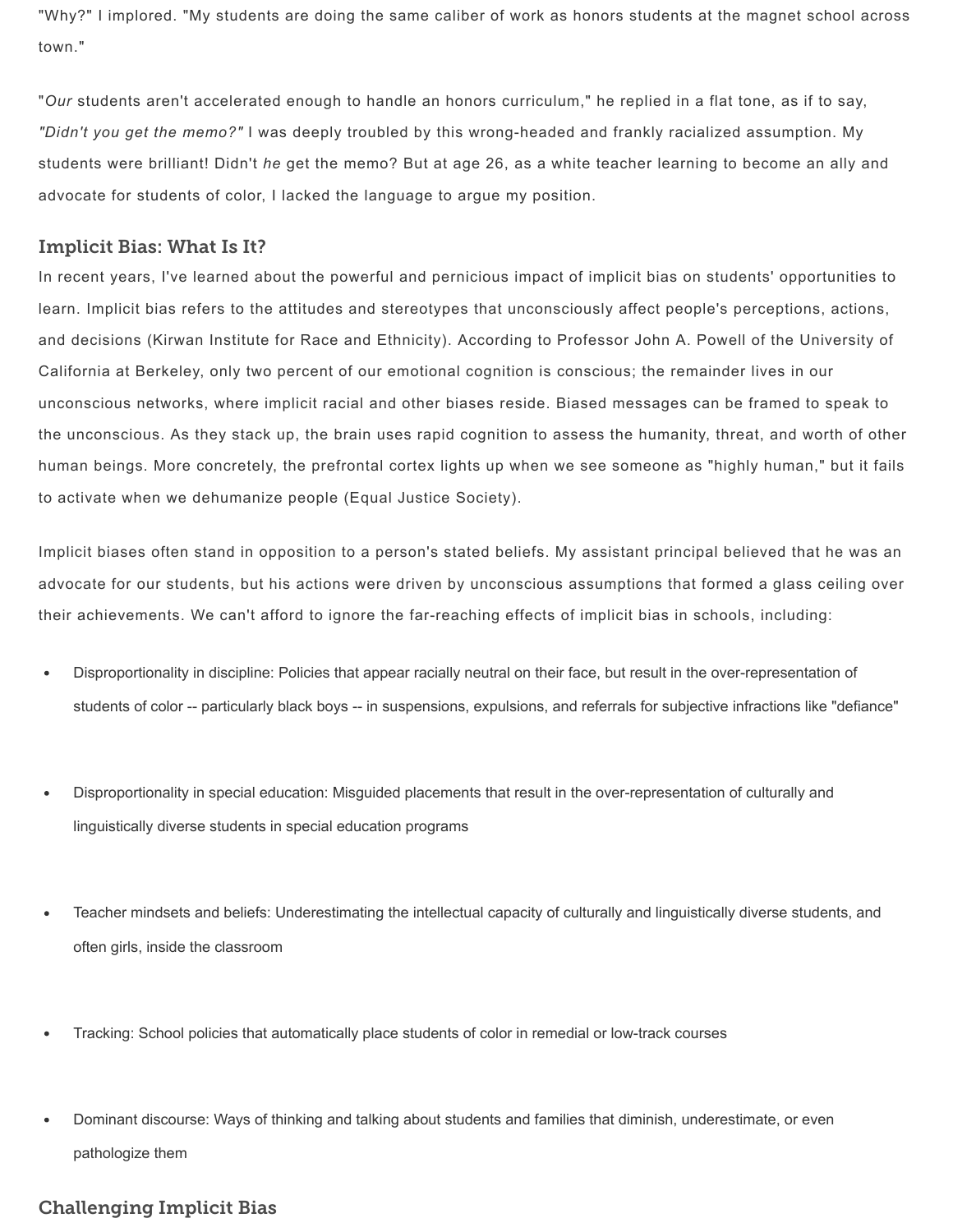"Why?" I implored. "My students are doing the same caliber of work as honors students at the magnet school across town."

"*Our* students aren't accelerated enough to handle an honors curriculum," he replied in a flat tone, as if to say, *"Didn't you get the memo?"* I was deeply troubled by this wrong-headed and frankly racialized assumption. My students were brilliant! Didn't *he* get the memo? But at age 26, as a white teacher learning to become an ally and advocate for students of color, I lacked the language to argue my position.

## Implicit Bias: What Is It?

In recent years, I've learned about the powerful and pernicious impact of implicit bias on students' opportunities to learn. Implicit bias refers to the attitudes and stereotypes that unconsciously affect people's perceptions, actions, and decisions (Kirwan Institute for Race and Ethnicity). According to Professor John A. Powell of the University of California at Berkeley, only two percent of our emotional cognition is conscious; the remainder lives in our unconscious networks, where implicit racial and other biases reside. Biased messages can be framed to speak to the unconscious. As they stack up, the brain uses rapid cognition to assess the humanity, threat, and worth of other human beings. More concretely, the prefrontal cortex lights up when we see someone as "highly human," but it fails to activate when we dehumanize people (Equal Justice Society).

Implicit biases often stand in opposition to a person's stated beliefs. My assistant principal believed that he was an advocate for our students, but his actions were driven by unconscious assumptions that formed a glass ceiling over their achievements. We can't afford to ignore the far-reaching effects of implicit bias in schools, including:

- Disproportionality in discipline: Policies that appear racially neutral on their face, but result in the over-representation of students of color -- particularly black boys -- in suspensions, expulsions, and referrals for subjective infractions like "defiance"
- Disproportionality in special education: Misguided placements that result in the over-representation of culturally and linguistically diverse students in special education programs
- Teacher mindsets and beliefs: Underestimating the intellectual capacity of culturally and linguistically diverse students, and often girls, inside the classroom
- Tracking: School policies that automatically place students of color in remedial or low-track courses
- Dominant discourse: Ways of thinking and talking about students and families that diminish, underestimate, or even pathologize them

## Challenging Implicit Bias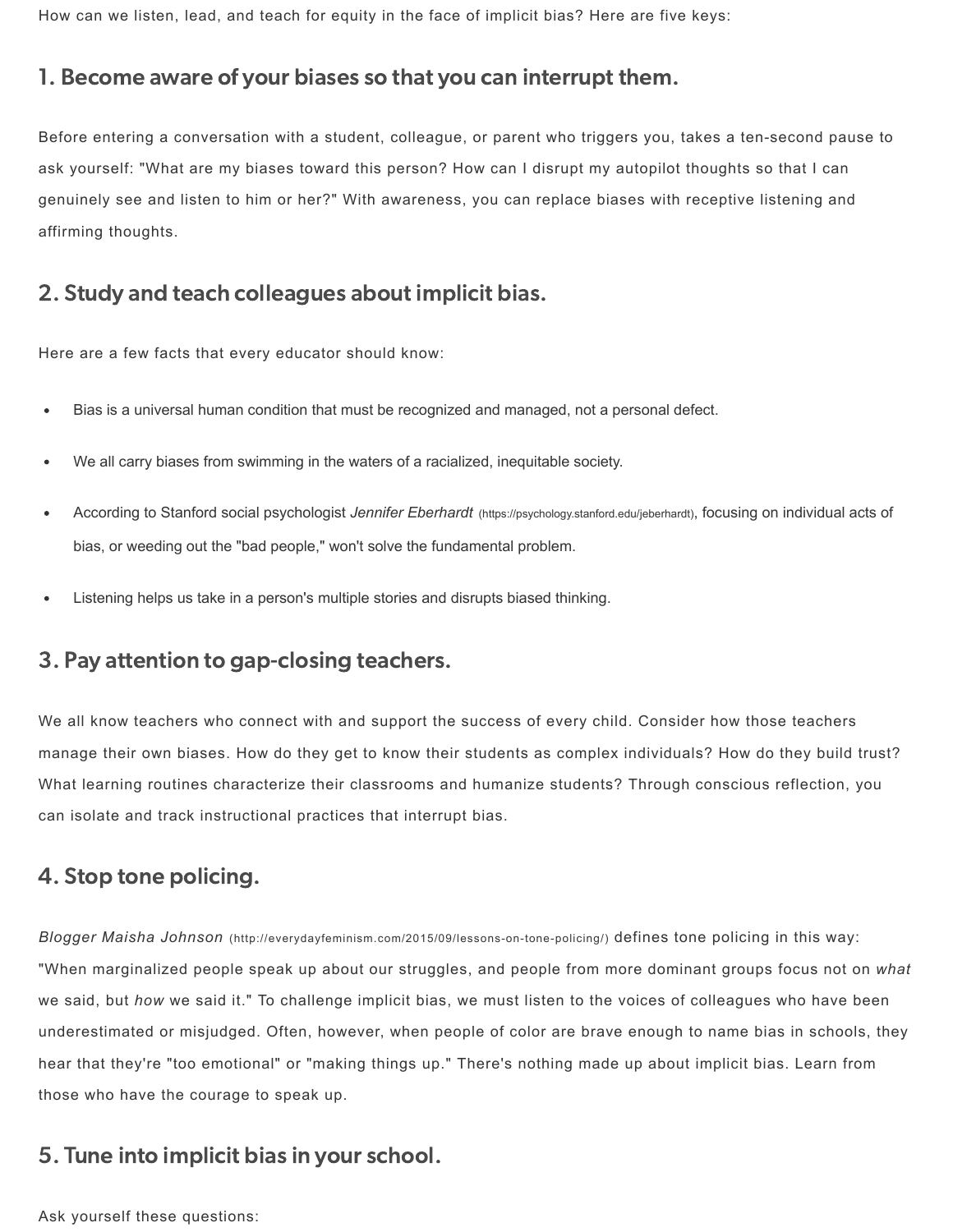How can we listen, lead, and teach for equity in the face of implicit bias? Here are five keys:

## 1. Become aware of your biases so that you can interrupt them.

Before entering a conversation with a student, colleague, or parent who triggers you, takes a ten-second pause to ask yourself: "What are my biases toward this person? How can I disrupt my autopilot thoughts so that I can genuinely see and listen to him or her?" With awareness, you can replace biases with receptive listening and affirming thoughts.

## 2. Study and teach colleagues about implicit bias.

Here are a few facts that every educator should know:

- Bias is a universal human condition that must be recognized and managed, not a personal defect.
- We all carry biases from swimming in the waters of a racialized, inequitable society.
- According to Stanford social psychologist *Jennifer Eberhardt* (https://psychology.stanford.edu/jeberhardt), focusing on individual acts of bias, or weeding out the "bad people," won't solve the fundamental problem.
- Listening helps us take in a person's multiple stories and disrupts biased thinking.

## 3. Pay attention to gap-closing teachers.

We all know teachers who connect with and support the success of every child. Consider how those teachers manage their own biases. How do they get to know their students as complex individuals? How do they build trust? What learning routines characterize their classrooms and humanize students? Through conscious reflection, you can isolate and track instructional practices that interrupt bias.

## 4. Stop tone policing.

*Blogger Maisha Johnson* (http://everydayfeminism.com/2015/09/lessons-on-tone-policing/) defines tone policing in this way: "When marginalized people speak up about our struggles, and people from more dominant groups focus not on *what* we said, but *how* we said it." To challenge implicit bias, we must listen to the voices of colleagues who have been underestimated or misjudged. Often, however, when people of color are brave enough to name bias in schools, they hear that they're "too emotional" or "making things up." There's nothing made up about implicit bias. Learn from those who have the courage to speak up.

## 5. Tune into implicit bias in your school.

Ask yourself these questions: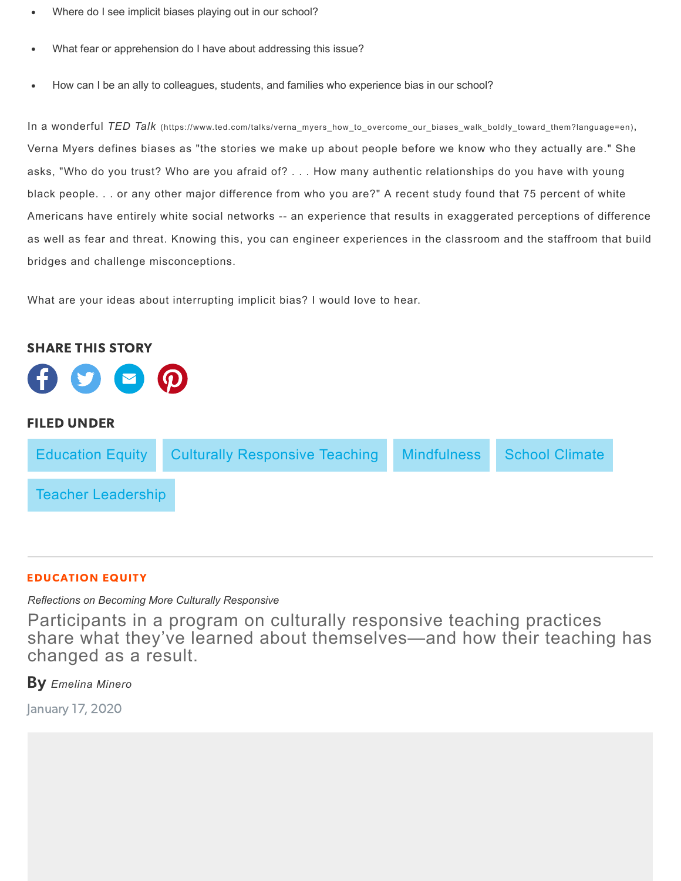- Where do I see implicit biases playing out in our school?
- What fear or apprehension do I have about addressing this issue?
- How can I be an ally to colleagues, students, and families who experience bias in our school?

In a wonderful *TED Talk* (https://www.ted.com/talks/verna_myers_how_to_overcome_our_biases_walk_boldly_toward_them?language=en), Verna Myers defines biases as "the stories we make up about people before we know who they actually are." She asks, "Who do you trust? Who are you afraid of? . . . How many authentic relationships do you have with young black people. . . or any other major difference from who you are?" A recent study found that 75 percent of white Americans have entirely white social networks -- an experience that results in exaggerated perceptions of difference as well as fear and threat. Knowing this, you can engineer experiences in the classroom and the staffroom that build bridges and challenge misconceptions.

What are your ideas about interrupting implicit bias? I would love to hear.

## SHARE THIS STORY

## FILED UNDER

Education Equity | Culturally Responsive Teaching | Mindfulness | School Climate | Teacher Leadership

---

**EDUCATION EQUITY**

*Reflections on Becoming More Culturally Responsive*

Participants in a program on culturally responsive teaching practices share what they've learned about themselves—and how their teaching has changed as a result.

**By** *Emelina Minero*

January 17, 2020